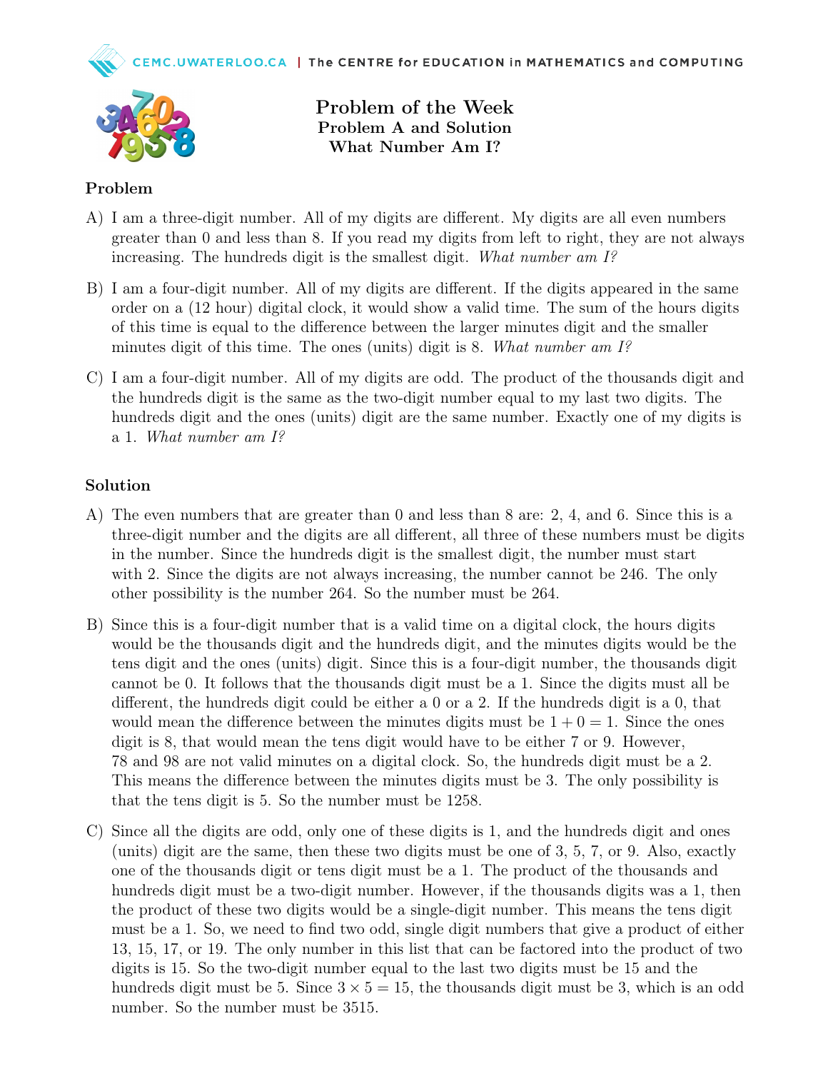# Problem of the Week

## Problem A and Solution

## What Number Am I?

### Problem

A) I am a three-digit number. All of my digits are different. My digits are all even numbers greater than 0 and less than 8. If you read my digits from left to right, they are not always increasing. The hundreds digit is the smallest digit. *What number am I?*

B) I am a four-digit number. All of my digits are different. If the digits appeared in the same order on a (12 hour) digital clock, it would show a valid time. The sum of the hours digits of this time is equal to the difference between the larger minutes digit and the smaller minutes digit of this time. The ones (units) digit is 8. *What number am I?*

C) I am a four-digit number. All of my digits are odd. The product of the thousands digit and the hundreds digit is the same as the two-digit number equal to my last two digits. The hundreds digit and the ones (units) digit are the same number. Exactly one of my digits is a 1. *What number am I?*

### Solution

A) The even numbers that are greater than 0 and less than 8 are: 2, 4, and 6. Since this is a three-digit number and the digits are all different, all three of these numbers must be digits in the number. Since the hundreds digit is the smallest digit, the number must start with 2. Since the digits are not always increasing, the number cannot be 246. The only other possibility is the number 264. So the number must be 264.

B) Since this is a four-digit number that is a valid time on a digital clock, the hours digits would be the thousands digit and the hundreds digit, and the minutes digits would be the tens digit and the ones (units) digit. Since this is a four-digit number, the thousands digit cannot be 0. It follows that the thousands digit must be a 1. Since the digits must all be different, the hundreds digit could be either a 0 or a 2. If the hundreds digit is a 0, that would mean the difference between the minutes digits must be $1 + 0 = 1$. Since the ones digit is 8, that would mean the tens digit would have to be either 7 or 9. However, 78 and 98 are not valid minutes on a digital clock. So, the hundreds digit must be a 2. This means the difference between the minutes digits must be 3. The only possibility is that the tens digit is 5. So the number must be 1258.

C) Since all the digits are odd, only one of these digits is 1, and the hundreds digit and ones (units) digit are the same, then these two digits must be one of 3, 5, 7, or 9. Also, exactly one of the thousands digit or tens digit must be a 1. The product of the thousands and hundreds digit must be a two-digit number. However, if the thousands digits was a 1, then the product of these two digits would be a single-digit number. This means the tens digit must be a 1. So, we need to find two odd, single digit numbers that give a product of either 13, 15, 17, or 19. The only number in this list that can be factored into the product of two digits is 15. So the two-digit number equal to the last two digits must be 15 and the hundreds digit must be 5. Since $3 \times 5 = 15$, the thousands digit must be 3, which is an odd number. So the number must be 3515.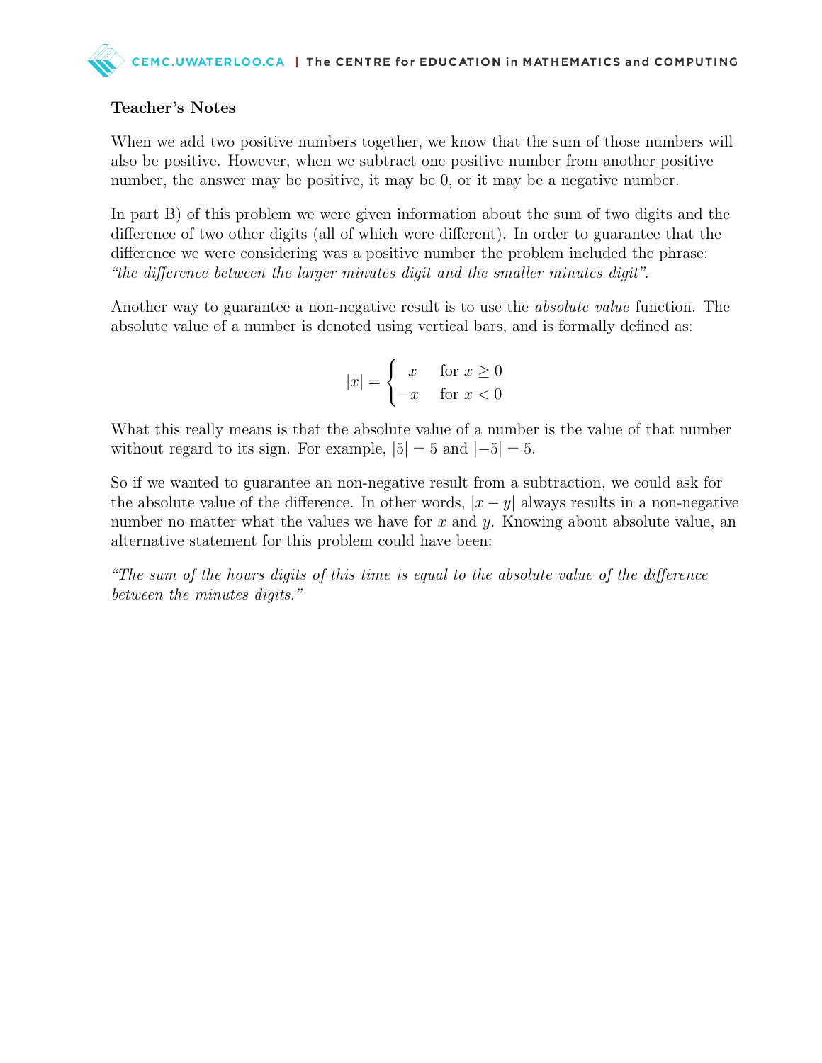**Teacher's Notes**

When we add two positive numbers together, we know that the sum of those numbers will also be positive. However, when we subtract one positive number from another positive number, the answer may be positive, it may be 0, or it may be a negative number.

In part B) of this problem we were given information about the sum of two digits and the difference of two other digits (all of which were different). In order to guarantee that the difference we were considering was a positive number the problem included the phrase: *"the difference between the larger minutes digit and the smaller minutes digit"*.

Another way to guarantee a non-negative result is to use the *absolute value* function. The absolute value of a number is denoted using vertical bars, and is formally defined as:

$$|x| = \begin{cases} x & \text{for } x \geq 0 \\ -x & \text{for } x < 0 \end{cases}$$

What this really means is that the absolute value of a number is the value of that number without regard to its sign. For example, $|5| = 5$ and $|-5| = 5$.

So if we wanted to guarantee an non-negative result from a subtraction, we could ask for the absolute value of the difference. In other words, $|x - y|$ always results in a non-negative number no matter what the values we have for $x$ and $y$. Knowing about absolute value, an alternative statement for this problem could have been:

*"The sum of the hours digits of this time is equal to the absolute value of the difference between the minutes digits."*